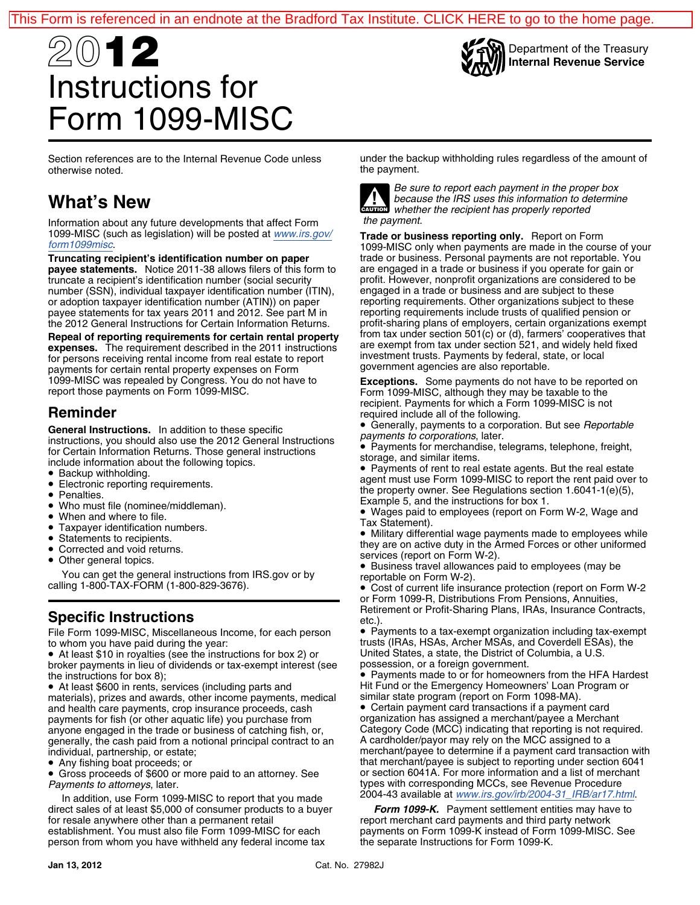This Form is referenced in an endnote at the Bradford Tax Institute. CLICK HERE to go to the home page.

# 2012 Instructions for Form 1099-MISC

Department of the Treasury
Internal Revenue Service

Section references are to the Internal Revenue Code unless otherwise noted.

## What's New

Information about any future developments that affect Form 1099-MISC (such as legislation) will be posted at www.irs.gov/form1099misc.

**Truncating recipient's identification number on paper payee statements.** Notice 2011-38 allows filers of this form to truncate a recipient's identification number (social security number (SSN), individual taxpayer identification number (ITIN), or adoption taxpayer identification number (ATIN)) on paper payee statements for tax years 2011 and 2012. See part M in the 2012 General Instructions for Certain Information Returns.

**Repeal of reporting requirements for certain rental property expenses.** The requirement described in the 2011 instructions for persons receiving rental income from real estate to report payments for certain rental property expenses on Form 1099-MISC was repealed by Congress. You do not have to report those payments on Form 1099-MISC.

## Reminder

**General Instructions.** In addition to these specific instructions, you should also use the 2012 General Instructions for Certain Information Returns. Those general instructions include information about the following topics.

- Backup withholding.
- Electronic reporting requirements.
- Penalties.
- Who must file (nominee/middleman).
- When and where to file.
- Taxpayer identification numbers.
- Statements to recipients.
- Corrected and void returns.
- Other general topics.

You can get the general instructions from IRS.gov or by calling 1-800-TAX-FORM (1-800-829-3676).

## Specific Instructions

File Form 1099-MISC, Miscellaneous Income, for each person to whom you have paid during the year:

- At least $10 in royalties (see the instructions for box 2) or broker payments in lieu of dividends or tax-exempt interest (see the instructions for box 8);
- At least $600 in rents, services (including parts and materials), prizes and awards, other income payments, medical and health care payments, crop insurance proceeds, cash payments for fish (or other aquatic life) you purchase from anyone engaged in the trade or business of catching fish, or, generally, the cash paid from a notional principal contract to an individual, partnership, or estate;
- Any fishing boat proceeds; or
- Gross proceeds of $600 or more paid to an attorney. See *Payments to attorneys*, later.

In addition, use Form 1099-MISC to report that you made direct sales of at least $5,000 of consumer products to a buyer for resale anywhere other than a permanent retail establishment. You must also file Form 1099-MISC for each person from whom you have withheld any federal income tax under the backup withholding rules regardless of the amount of the payment.

> **CAUTION:** *Be sure to report each payment in the proper box because the IRS uses this information to determine whether the recipient has properly reported the payment.*

**Trade or business reporting only.** Report on Form 1099-MISC only when payments are made in the course of your trade or business. Personal payments are not reportable. You are engaged in a trade or business if you operate for gain or profit. However, nonprofit organizations are considered to be engaged in a trade or business and are subject to these reporting requirements. Other organizations subject to these reporting requirements include trusts of qualified pension or profit-sharing plans of employers, certain organizations exempt from tax under section 501(c) or (d), farmers' cooperatives that are exempt from tax under section 521, and widely held fixed investment trusts. Payments by federal, state, or local government agencies are also reportable.

**Exceptions.** Some payments do not have to be reported on Form 1099-MISC, although they may be taxable to the recipient. Payments for which a Form 1099-MISC is not required include all of the following.

- Generally, payments to a corporation. But see *Reportable payments to corporations*, later.
- Payments for merchandise, telegrams, telephone, freight, storage, and similar items.
- Payments of rent to real estate agents. But the real estate agent must use Form 1099-MISC to report the rent paid over to the property owner. See Regulations section 1.6041-1(e)(5), Example 5, and the instructions for box 1.
- Wages paid to employees (report on Form W-2, Wage and Tax Statement).
- Military differential wage payments made to employees while they are on active duty in the Armed Forces or other uniformed services (report on Form W-2).
- Business travel allowances paid to employees (may be reportable on Form W-2).
- Cost of current life insurance protection (report on Form W-2 or Form 1099-R, Distributions From Pensions, Annuities, Retirement or Profit-Sharing Plans, IRAs, Insurance Contracts, etc.).
- Payments to a tax-exempt organization including tax-exempt trusts (IRAs, HSAs, Archer MSAs, and Coverdell ESAs), the United States, a state, the District of Columbia, a U.S. possession, or a foreign government.
- Payments made to or for homeowners from the HFA Hardest Hit Fund or the Emergency Homeowners' Loan Program or similar state program (report on Form 1098-MA).
- Certain payment card transactions if a payment card organization has assigned a merchant/payee a Merchant Category Code (MCC) indicating that reporting is not required. A cardholder/payor may rely on the MCC assigned to a merchant/payee to determine if a payment card transaction with that merchant/payee is subject to reporting under section 6041 or section 6041A. For more information and a list of merchant types with corresponding MCCs, see Revenue Procedure 2004-43 available at www.irs.gov/irb/2004-31_IRB/ar17.html.

***Form 1099-K.*** Payment settlement entities may have to report merchant card payments and third party network payments on Form 1099-K instead of Form 1099-MISC. See the separate Instructions for Form 1099-K.

Jan 13, 2012 Cat. No. 27982J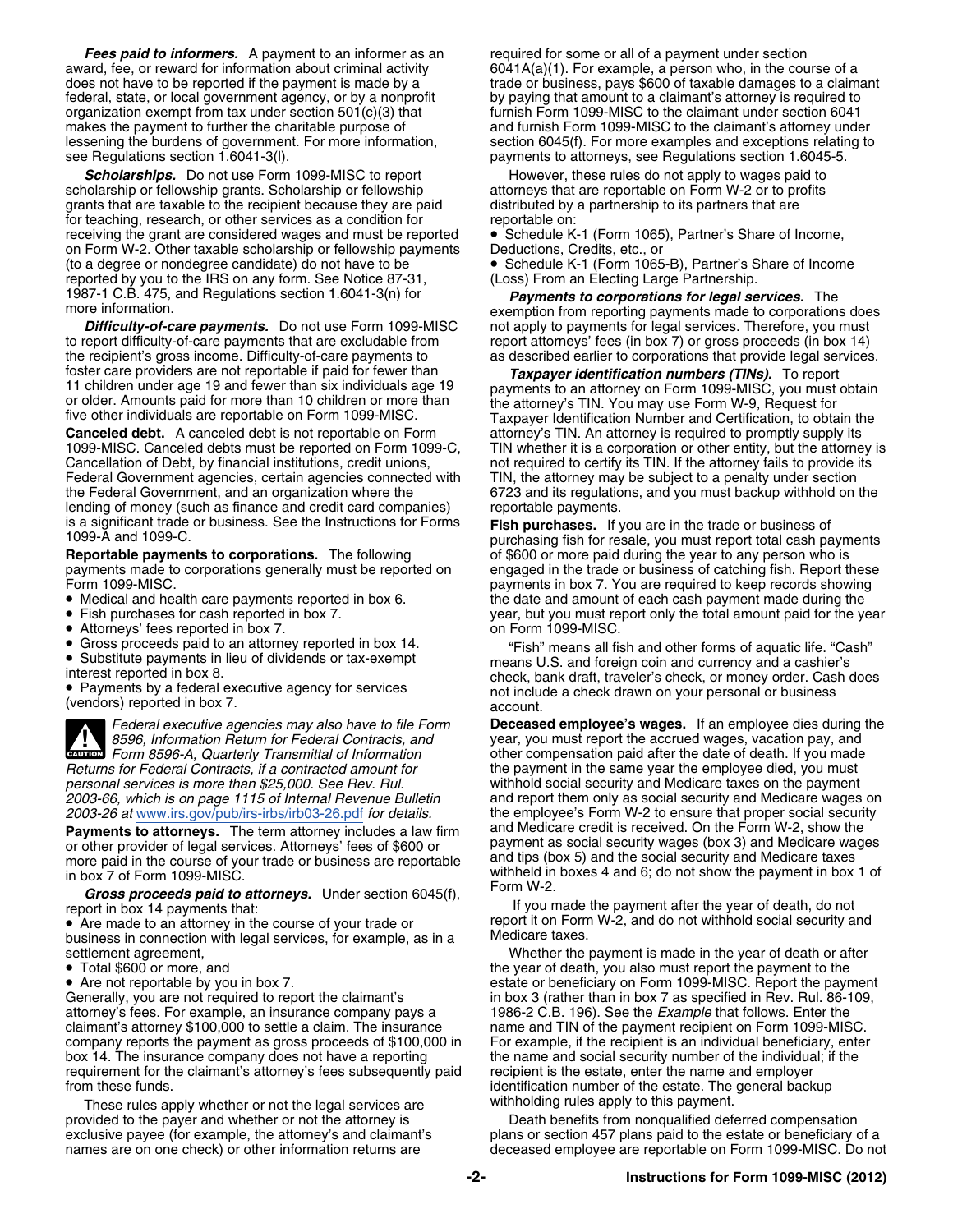***Fees paid to informers.*** A payment to an informer as an award, fee, or reward for information about criminal activity does not have to be reported if the payment is made by a federal, state, or local government agency, or by a nonprofit organization exempt from tax under section 501(c)(3) that makes the payment to further the charitable purpose of lessening the burdens of government. For more information, see Regulations section 1.6041-3(l).

***Scholarships.*** Do not use Form 1099-MISC to report scholarship or fellowship grants. Scholarship or fellowship grants that are taxable to the recipient because they are paid for teaching, research, or other services as a condition for receiving the grant are considered wages and must be reported on Form W-2. Other taxable scholarship or fellowship payments (to a degree or nondegree candidate) do not have to be reported by you to the IRS on any form. See Notice 87-31, 1987-1 C.B. 475, and Regulations section 1.6041-3(n) for more information.

***Difficulty-of-care payments.*** Do not use Form 1099-MISC to report difficulty-of-care payments that are excludable from the recipient's gross income. Difficulty-of-care payments to foster care providers are not reportable if paid for fewer than 11 children under age 19 and fewer than six individuals age 19 or older. Amounts paid for more than 10 children or more than five other individuals are reportable on Form 1099-MISC.

**Canceled debt.** A canceled debt is not reportable on Form 1099-MISC. Canceled debts must be reported on Form 1099-C, Cancellation of Debt, by financial institutions, credit unions, Federal Government agencies, certain agencies connected with the Federal Government, and an organization where the lending of money (such as finance and credit card companies) is a significant trade or business. See the Instructions for Forms 1099-A and 1099-C.

**Reportable payments to corporations.** The following payments made to corporations generally must be reported on Form 1099-MISC.

- Medical and health care payments reported in box 6.
- Fish purchases for cash reported in box 7.
- Attorneys' fees reported in box 7.
- Gross proceeds paid to an attorney reported in box 14.
- Substitute payments in lieu of dividends or tax-exempt interest reported in box 8.
- Payments by a federal executive agency for services (vendors) reported in box 7.

**CAUTION:** *Federal executive agencies may also have to file Form 8596, Information Return for Federal Contracts, and Form 8596-A, Quarterly Transmittal of Information Returns for Federal Contracts, if a contracted amount for personal services is more than $25,000. See Rev. Rul. 2003-66, which is on page 1115 of Internal Revenue Bulletin 2003-26 at* www.irs.gov/pub/irs-irbs/irb03-26.pdf *for details.*

**Payments to attorneys.** The term attorney includes a law firm or other provider of legal services. Attorneys' fees of $600 or more paid in the course of your trade or business are reportable in box 7 of Form 1099-MISC.

***Gross proceeds paid to attorneys.*** Under section 6045(f), report in box 14 payments that:

- Are made to an attorney in the course of your trade or business in connection with legal services, for example, as in a settlement agreement,
- Total $600 or more, and
- Are not reportable by you in box 7.

Generally, you are not required to report the claimant's attorney's fees. For example, an insurance company pays a claimant's attorney $100,000 to settle a claim. The insurance company reports the payment as gross proceeds of $100,000 in box 14. The insurance company does not have a reporting requirement for the claimant's attorney's fees subsequently paid from these funds.

These rules apply whether or not the legal services are provided to the payer and whether or not the attorney is exclusive payee (for example, the attorney's and claimant's names are on one check) or other information returns are required for some or all of a payment under section 6041A(a)(1). For example, a person who, in the course of a trade or business, pays $600 of taxable damages to a claimant by paying that amount to a claimant's attorney is required to furnish Form 1099-MISC to the claimant under section 6041 and furnish Form 1099-MISC to the claimant's attorney under section 6045(f). For more examples and exceptions relating to payments to attorneys, see Regulations section 1.6045-5.

However, these rules do not apply to wages paid to attorneys that are reportable on Form W-2 or to profits distributed by a partnership to its partners that are reportable on:

- Schedule K-1 (Form 1065), Partner's Share of Income, Deductions, Credits, etc., or
- Schedule K-1 (Form 1065-B), Partner's Share of Income (Loss) From an Electing Large Partnership.

***Payments to corporations for legal services.*** The exemption from reporting payments made to corporations does not apply to payments for legal services. Therefore, you must report attorneys' fees (in box 7) or gross proceeds (in box 14) as described earlier to corporations that provide legal services.

***Taxpayer identification numbers (TINs).*** To report payments to an attorney on Form 1099-MISC, you must obtain the attorney's TIN. You may use Form W-9, Request for Taxpayer Identification Number and Certification, to obtain the attorney's TIN. An attorney is required to promptly supply its TIN whether it is a corporation or other entity, but the attorney is not required to certify its TIN. If the attorney fails to provide its TIN, the attorney may be subject to a penalty under section 6723 and its regulations, and you must backup withhold on the reportable payments.

**Fish purchases.** If you are in the trade or business of purchasing fish for resale, you must report total cash payments of $600 or more paid during the year to any person who is engaged in the trade or business of catching fish. Report these payments in box 7. You are required to keep records showing the date and amount of each cash payment made during the year, but you must report only the total amount paid for the year on Form 1099-MISC.

"Fish" means all fish and other forms of aquatic life. "Cash" means U.S. and foreign coin and currency and a cashier's check, bank draft, traveler's check, or money order. Cash does not include a check drawn on your personal or business account.

**Deceased employee's wages.** If an employee dies during the year, you must report the accrued wages, vacation pay, and other compensation paid after the date of death. If you made the payment in the same year the employee died, you must withhold social security and Medicare taxes on the payment and report them only as social security and Medicare wages on the employee's Form W-2 to ensure that proper social security and Medicare credit is received. On the Form W-2, show the payment as social security wages (box 3) and Medicare wages and tips (box 5) and the social security and Medicare taxes withheld in boxes 4 and 6; do not show the payment in box 1 of Form W-2.

If you made the payment after the year of death, do not report it on Form W-2, and do not withhold social security and Medicare taxes.

Whether the payment is made in the year of death or after the year of death, you also must report the payment to the estate or beneficiary on Form 1099-MISC. Report the payment in box 3 (rather than in box 7 as specified in Rev. Rul. 86-109, 1986-2 C.B. 196). See the *Example* that follows. Enter the name and TIN of the payment recipient on Form 1099-MISC. For example, if the recipient is an individual beneficiary, enter the name and social security number of the individual; if the recipient is the estate, enter the name and employer identification number of the estate. The general backup withholding rules apply to this payment.

Death benefits from nonqualified deferred compensation plans or section 457 plans paid to the estate or beneficiary of a deceased employee are reportable on Form 1099-MISC. Do not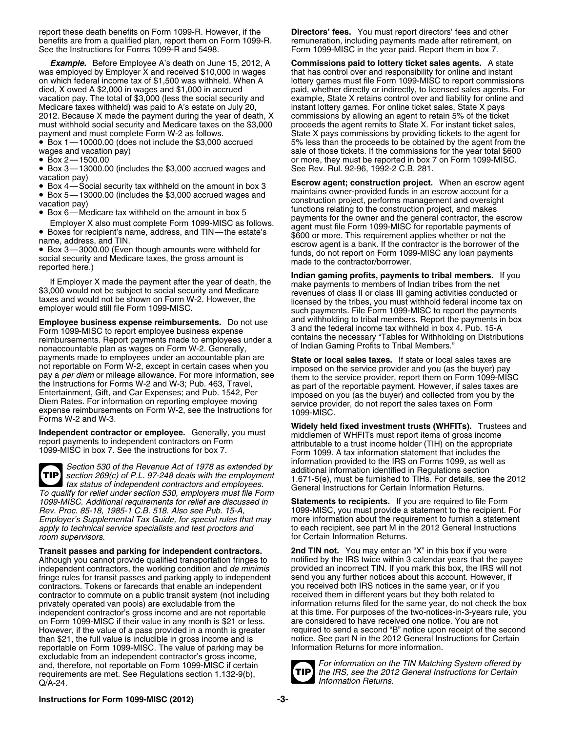report these death benefits on Form 1099-R. However, if the benefits are from a qualified plan, report them on Form 1099-R. See the Instructions for Forms 1099-R and 5498.

***Example.*** Before Employee A's death on June 15, 2012, A was employed by Employer X and received $10,000 in wages on which federal income tax of $1,500 was withheld. When A died, X owed A $2,000 in wages and $1,000 in accrued vacation pay. The total of $3,000 (less the social security and Medicare taxes withheld) was paid to A's estate on July 20, 2012. Because X made the payment during the year of death, X must withhold social security and Medicare taxes on the $3,000 payment and must complete Form W-2 as follows.

- Box 1—10000.00 (does not include the $3,000 accrued wages and vacation pay)
- Box 2—1500.00
- Box 3—13000.00 (includes the $3,000 accrued wages and vacation pay)
- Box 4—Social security tax withheld on the amount in box 3
- Box 5—13000.00 (includes the $3,000 accrued wages and vacation pay)
- Box 6—Medicare tax withheld on the amount in box 5

Employer X also must complete Form 1099-MISC as follows.

- Boxes for recipient's name, address, and TIN—the estate's name, address, and TIN.
- Box 3—3000.00 (Even though amounts were withheld for social security and Medicare taxes, the gross amount is reported here.)

If Employer X made the payment after the year of death, the $3,000 would not be subject to social security and Medicare taxes and would not be shown on Form W-2. However, the employer would still file Form 1099-MISC.

**Employee business expense reimbursements.** Do not use Form 1099-MISC to report employee business expense reimbursements. Report payments made to employees under a nonaccountable plan as wages on Form W-2. Generally, payments made to employees under an accountable plan are not reportable on Form W-2, except in certain cases when you pay a *per diem* or mileage allowance. For more information, see the Instructions for Forms W-2 and W-3; Pub. 463, Travel, Entertainment, Gift, and Car Expenses; and Pub. 1542, Per Diem Rates. For information on reporting employee moving expense reimbursements on Form W-2, see the Instructions for Forms W-2 and W-3.

**Independent contractor or employee.** Generally, you must report payments to independent contractors on Form 1099-MISC in box 7. See the instructions for box 7.

**TIP** *Section 530 of the Revenue Act of 1978 as extended by section 269(c) of P.L. 97-248 deals with the employment tax status of independent contractors and employees. To qualify for relief under section 530, employers must file Form 1099-MISC. Additional requirements for relief are discussed in Rev. Proc. 85-18, 1985-1 C.B. 518. Also see Pub. 15-A, Employer's Supplemental Tax Guide, for special rules that may apply to technical service specialists and test proctors and room supervisors.*

**Transit passes and parking for independent contractors.** Although you cannot provide qualified transportation fringes to independent contractors, the working condition and *de minimis* fringe rules for transit passes and parking apply to independent contractors. Tokens or farecards that enable an independent contractor to commute on a public transit system (not including privately operated van pools) are excludable from the independent contractor's gross income and are not reportable on Form 1099-MISC if their value in any month is $21 or less. However, if the value of a pass provided in a month is greater than $21, the full value is includible in gross income and is reportable on Form 1099-MISC. The value of parking may be excludable from an independent contractor's gross income, and, therefore, not reportable on Form 1099-MISC if certain requirements are met. See Regulations section 1.132-9(b), Q/A-24.

**Directors' fees.** You must report directors' fees and other remuneration, including payments made after retirement, on Form 1099-MISC in the year paid. Report them in box 7.

**Commissions paid to lottery ticket sales agents.** A state that has control over and responsibility for online and instant lottery games must file Form 1099-MISC to report commissions paid, whether directly or indirectly, to licensed sales agents. For example, State X retains control over and liability for online and instant lottery games. For online ticket sales, State X pays commissions by allowing an agent to retain 5% of the ticket proceeds the agent remits to State X. For instant ticket sales, State X pays commissions by providing tickets to the agent for 5% less than the proceeds to be obtained by the agent from the sale of those tickets. If the commissions for the year total $600 or more, they must be reported in box 7 on Form 1099-MISC. See Rev. Rul. 92-96, 1992-2 C.B. 281.

**Escrow agent; construction project.** When an escrow agent maintains owner-provided funds in an escrow account for a construction project, performs management and oversight functions relating to the construction project, and makes payments for the owner and the general contractor, the escrow agent must file Form 1099-MISC for reportable payments of $600 or more. This requirement applies whether or not the escrow agent is a bank. If the contractor is the borrower of the funds, do not report on Form 1099-MISC any loan payments made to the contractor/borrower.

**Indian gaming profits, payments to tribal members.** If you make payments to members of Indian tribes from the net revenues of class II or class III gaming activities conducted or licensed by the tribes, you must withhold federal income tax on such payments. File Form 1099-MISC to report the payments and withholding to tribal members. Report the payments in box 3 and the federal income tax withheld in box 4. Pub. 15-A contains the necessary "Tables for Withholding on Distributions of Indian Gaming Profits to Tribal Members."

**State or local sales taxes.** If state or local sales taxes are imposed on the service provider and you (as the buyer) pay them to the service provider, report them on Form 1099-MISC as part of the reportable payment. However, if sales taxes are imposed on you (as the buyer) and collected from you by the service provider, do not report the sales taxes on Form 1099-MISC.

**Widely held fixed investment trusts (WHFITs).** Trustees and middlemen of WHFITs must report items of gross income attributable to a trust income holder (TIH) on the appropriate Form 1099. A tax information statement that includes the information provided to the IRS on Forms 1099, as well as additional information identified in Regulations section 1.671-5(e), must be furnished to TIHs. For details, see the 2012 General Instructions for Certain Information Returns.

**Statements to recipients.** If you are required to file Form 1099-MISC, you must provide a statement to the recipient. For more information about the requirement to furnish a statement to each recipient, see part M in the 2012 General Instructions for Certain Information Returns.

**2nd TIN not.** You may enter an "X" in this box if you were notified by the IRS twice within 3 calendar years that the payee provided an incorrect TIN. If you mark this box, the IRS will not send you any further notices about this account. However, if you received both IRS notices in the same year, or if you received them in different years but they both related to information returns filed for the same year, do not check the box at this time. For purposes of the two-notices-in-3-years rule, you are considered to have received one notice. You are not required to send a second "B" notice upon receipt of the second notice. See part N in the 2012 General Instructions for Certain Information Returns for more information.

**TIP** *For information on the TIN Matching System offered by the IRS, see the 2012 General Instructions for Certain Information Returns.*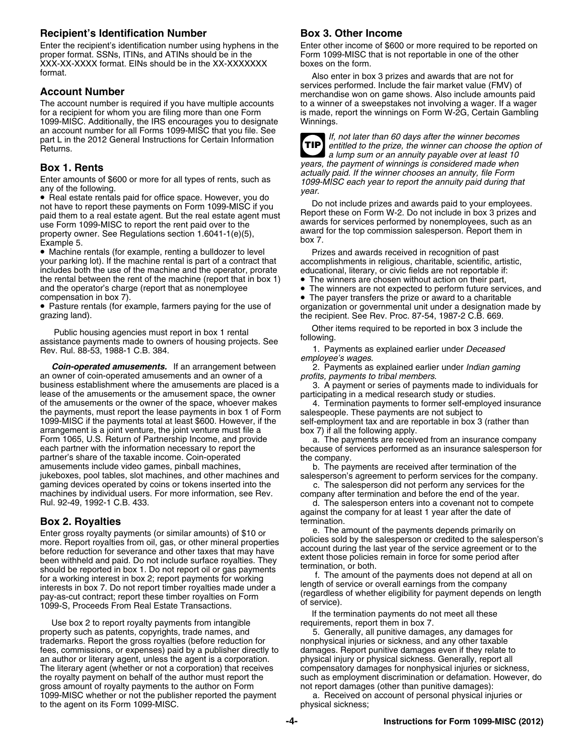### Recipient's Identification Number

Enter the recipient's identification number using hyphens in the proper format. SSNs, ITINs, and ATINs should be in the XXX-XX-XXXX format. EINs should be in the XX-XXXXXXX format.

### Account Number

The account number is required if you have multiple accounts for a recipient for whom you are filing more than one Form 1099-MISC. Additionally, the IRS encourages you to designate an account number for all Forms 1099-MISC that you file. See part L in the 2012 General Instructions for Certain Information Returns.

### Box 1. Rents

Enter amounts of $600 or more for all types of rents, such as any of the following.

- Real estate rentals paid for office space. However, you do not have to report these payments on Form 1099-MISC if you paid them to a real estate agent. But the real estate agent must use Form 1099-MISC to report the rent paid over to the property owner. See Regulations section 1.6041-1(e)(5), Example 5.
- Machine rentals (for example, renting a bulldozer to level your parking lot). If the machine rental is part of a contract that includes both the use of the machine and the operator, prorate the rental between the rent of the machine (report that in box 1) and the operator's charge (report that as nonemployee compensation in box 7).
- Pasture rentals (for example, farmers paying for the use of grazing land).

Public housing agencies must report in box 1 rental assistance payments made to owners of housing projects. See Rev. Rul. 88-53, 1988-1 C.B. 384.

***Coin-operated amusements.*** If an arrangement between an owner of coin-operated amusements and an owner of a business establishment where the amusements are placed is a lease of the amusements or the amusement space, the owner of the amusements or the owner of the space, whoever makes the payments, must report the lease payments in box 1 of Form 1099-MISC if the payments total at least $600. However, if the arrangement is a joint venture, the joint venture must file a Form 1065, U.S. Return of Partnership Income, and provide each partner with the information necessary to report the partner's share of the taxable income. Coin-operated amusements include video games, pinball machines, jukeboxes, pool tables, slot machines, and other machines and gaming devices operated by coins or tokens inserted into the machines by individual users. For more information, see Rev. Rul. 92-49, 1992-1 C.B. 433.

### Box 2. Royalties

Enter gross royalty payments (or similar amounts) of $10 or more. Report royalties from oil, gas, or other mineral properties before reduction for severance and other taxes that may have been withheld and paid. Do not include surface royalties. They should be reported in box 1. Do not report oil or gas payments for a working interest in box 2; report payments for working interests in box 7. Do not report timber royalties made under a pay-as-cut contract; report these timber royalties on Form 1099-S, Proceeds From Real Estate Transactions.

Use box 2 to report royalty payments from intangible property such as patents, copyrights, trade names, and trademarks. Report the gross royalties (before reduction for fees, commissions, or expenses) paid by a publisher directly to an author or literary agent, unless the agent is a corporation. The literary agent (whether or not a corporation) that receives the royalty payment on behalf of the author must report the gross amount of royalty payments to the author on Form 1099-MISC whether or not the publisher reported the payment to the agent on its Form 1099-MISC.

### Box 3. Other Income

Enter other income of $600 or more required to be reported on Form 1099-MISC that is not reportable in one of the other boxes on the form.

Also enter in box 3 prizes and awards that are not for services performed. Include the fair market value (FMV) of merchandise won on game shows. Also include amounts paid to a winner of a sweepstakes not involving a wager. If a wager is made, report the winnings on Form W-2G, Certain Gambling Winnings.

**TIP** *If, not later than 60 days after the winner becomes entitled to the prize, the winner can choose the option of a lump sum or an annuity payable over at least 10 years, the payment of winnings is considered made when actually paid. If the winner chooses an annuity, file Form 1099-MISC each year to report the annuity paid during that year.*

Do not include prizes and awards paid to your employees. Report these on Form W-2. Do not include in box 3 prizes and awards for services performed by nonemployees, such as an award for the top commission salesperson. Report them in box 7.

Prizes and awards received in recognition of past accomplishments in religious, charitable, scientific, artistic, educational, literary, or civic fields are not reportable if:

- The winners are chosen without action on their part,
- The winners are not expected to perform future services, and
- The payer transfers the prize or award to a charitable organization or governmental unit under a designation made by the recipient. See Rev. Proc. 87-54, 1987-2 C.B. 669.

Other items required to be reported in box 3 include the following.

1. Payments as explained earlier under *Deceased employee's wages*.
2. Payments as explained earlier under *Indian gaming profits, payments to tribal members*.
3. A payment or series of payments made to individuals for participating in a medical research study or studies.
4. Termination payments to former self-employed insurance salespeople. These payments are not subject to self-employment tax and are reportable in box 3 (rather than box 7) if all the following apply.

   a. The payments are received from an insurance company because of services performed as an insurance salesperson for the company.

   b. The payments are received after termination of the salesperson's agreement to perform services for the company.

   c. The salesperson did not perform any services for the company after termination and before the end of the year.

   d. The salesperson enters into a covenant not to compete against the company for at least 1 year after the date of termination.

   e. The amount of the payments depends primarily on policies sold by the salesperson or credited to the salesperson's account during the last year of the service agreement or to the extent those policies remain in force for some period after termination, or both.

   f. The amount of the payments does not depend at all on length of service or overall earnings from the company (regardless of whether eligibility for payment depends on length of service).

   If the termination payments do not meet all these requirements, report them in box 7.

5. Generally, all punitive damages, any damages for nonphysical injuries or sickness, and any other taxable damages. Report punitive damages even if they relate to physical injury or physical sickness. Generally, report all compensatory damages for nonphysical injuries or sickness, such as employment discrimination or defamation. However, do not report damages (other than punitive damages):

   a. Received on account of personal physical injuries or physical sickness;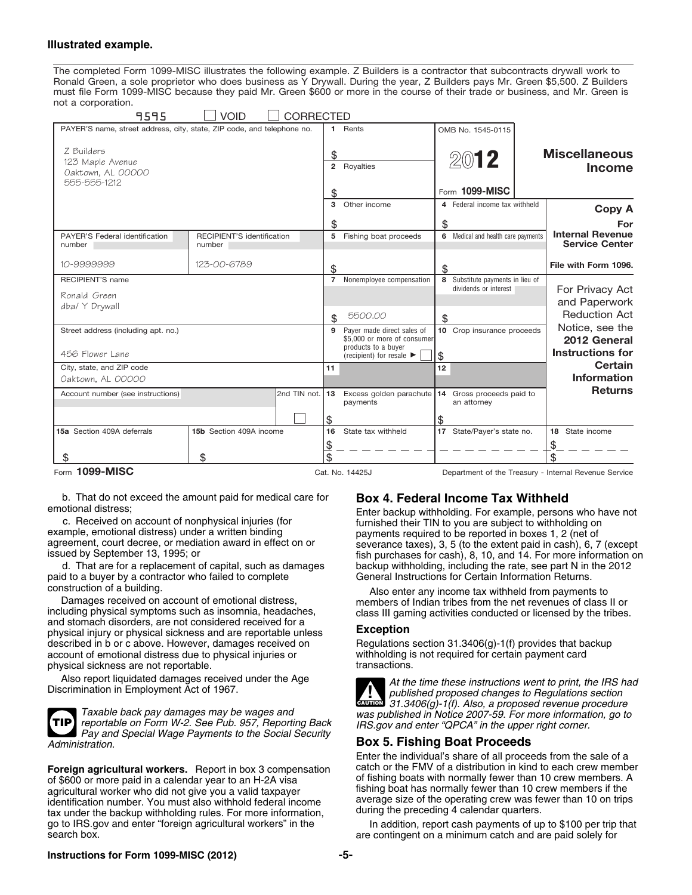**Illustrated example.**

The completed Form 1099-MISC illustrates the following example. Z Builders is a contractor that subcontracts drywall work to Ronald Green, a sole proprietor who does business as Y Drywall. During the year, Z Builders pays Mr. Green $5,500. Z Builders must file Form 1099-MISC because they paid Mr. Green $600 or more in the course of their trade or business, and Mr. Green is not a corporation.

9595 ☐ VOID ☐ CORRECTED

| PAYER'S name, street address, city, state, ZIP code, and telephone no. | | | 1 Rents | OMB No. 1545-0115 | **Miscellaneous Income** |
|---|---|---|---|---|---|
| Z Builders<br>123 Maple Avenue<br>Oaktown, AL 00000<br>555-555-1212 | | | $<br>2 Royalties<br>$ | **2012**<br>Form **1099-MISC** | |
| | | | 3 Other income<br>$ | 4 Federal income tax withheld<br>$ | **Copy A For Internal Revenue Service Center** |
| PAYER'S Federal identification number<br>10-9999999 | RECIPIENT'S identification number<br>123-00-6789 | | 5 Fishing boat proceeds<br>$ | 6 Medical and health care payments<br>$ | File with Form 1096. |
| RECIPIENT'S name<br>Ronald Green<br>dba/ Y Drywall | | | 7 Nonemployee compensation<br>$ 5500.00 | 8 Substitute payments in lieu of dividends or interest<br>$ | For Privacy Act and Paperwork Reduction Act Notice, see the **2012 General Instructions for Certain Information Returns** |
| Street address (including apt. no.)<br>456 Flower Lane | | | 9 Payer made direct sales of $5,000 or more of consumer products to a buyer (recipient) for resale ► ☐ | 10 Crop insurance proceeds<br>$ | |
| City, state, and ZIP code<br>Oaktown, AL 00000 | | | 11 | 12 | |
| Account number (see instructions) | | 2nd TIN not. ☐ | 13 Excess golden parachute payments<br>$ | 14 Gross proceeds paid to an attorney<br>$ | |
| 15a Section 409A deferrals<br>$ | 15b Section 409A income<br>$ | | 16 State tax withheld<br>$<br>$ | 17 State/Payer's state no. | 18 State income<br>$<br>$ |

Form **1099-MISC** Cat. No. 14425J Department of the Treasury - Internal Revenue Service

b. That do not exceed the amount paid for medical care for emotional distress;

c. Received on account of nonphysical injuries (for example, emotional distress) under a written binding agreement, court decree, or mediation award in effect on or issued by September 13, 1995; or

d. That are for a replacement of capital, such as damages paid to a buyer by a contractor who failed to complete construction of a building.

Damages received on account of emotional distress, including physical symptoms such as insomnia, headaches, and stomach disorders, are not considered received for a physical injury or physical sickness and are reportable unless described in b or c above. However, damages received on account of emotional distress due to physical injuries or physical sickness are not reportable.

Also report liquidated damages received under the Age Discrimination in Employment Act of 1967.

**TIP** *Taxable back pay damages may be wages and reportable on Form W-2. See Pub. 957, Reporting Back Pay and Special Wage Payments to the Social Security Administration.*

**Foreign agricultural workers.** Report in box 3 compensation of $600 or more paid in a calendar year to an H-2A visa agricultural worker who did not give you a valid taxpayer identification number. You must also withhold federal income tax under the backup withholding rules. For more information, go to IRS.gov and enter "foreign agricultural workers" in the search box.

## Box 4. Federal Income Tax Withheld

Enter backup withholding. For example, persons who have not furnished their TIN to you are subject to withholding on payments required to be reported in boxes 1, 2 (net of severance taxes), 3, 5 (to the extent paid in cash), 6, 7 (except fish purchases for cash), 8, 10, and 14. For more information on backup withholding, including the rate, see part N in the 2012 General Instructions for Certain Information Returns.

Also enter any income tax withheld from payments to members of Indian tribes from the net revenues of class II or class III gaming activities conducted or licensed by the tribes.

### Exception

Regulations section 31.3406(g)-1(f) provides that backup withholding is not required for certain payment card transactions.

**CAUTION** *At the time these instructions went to print, the IRS had published proposed changes to Regulations section 31.3406(g)-1(f). Also, a proposed revenue procedure was published in Notice 2007-59. For more information, go to IRS.gov and enter "QPCA" in the upper right corner.*

## Box 5. Fishing Boat Proceeds

Enter the individual's share of all proceeds from the sale of a catch or the FMV of a distribution in kind to each crew member of fishing boats with normally fewer than 10 crew members. A fishing boat has normally fewer than 10 crew members if the average size of the operating crew was fewer than 10 on trips during the preceding 4 calendar quarters.

In addition, report cash payments of up to $100 per trip that are contingent on a minimum catch and are paid solely for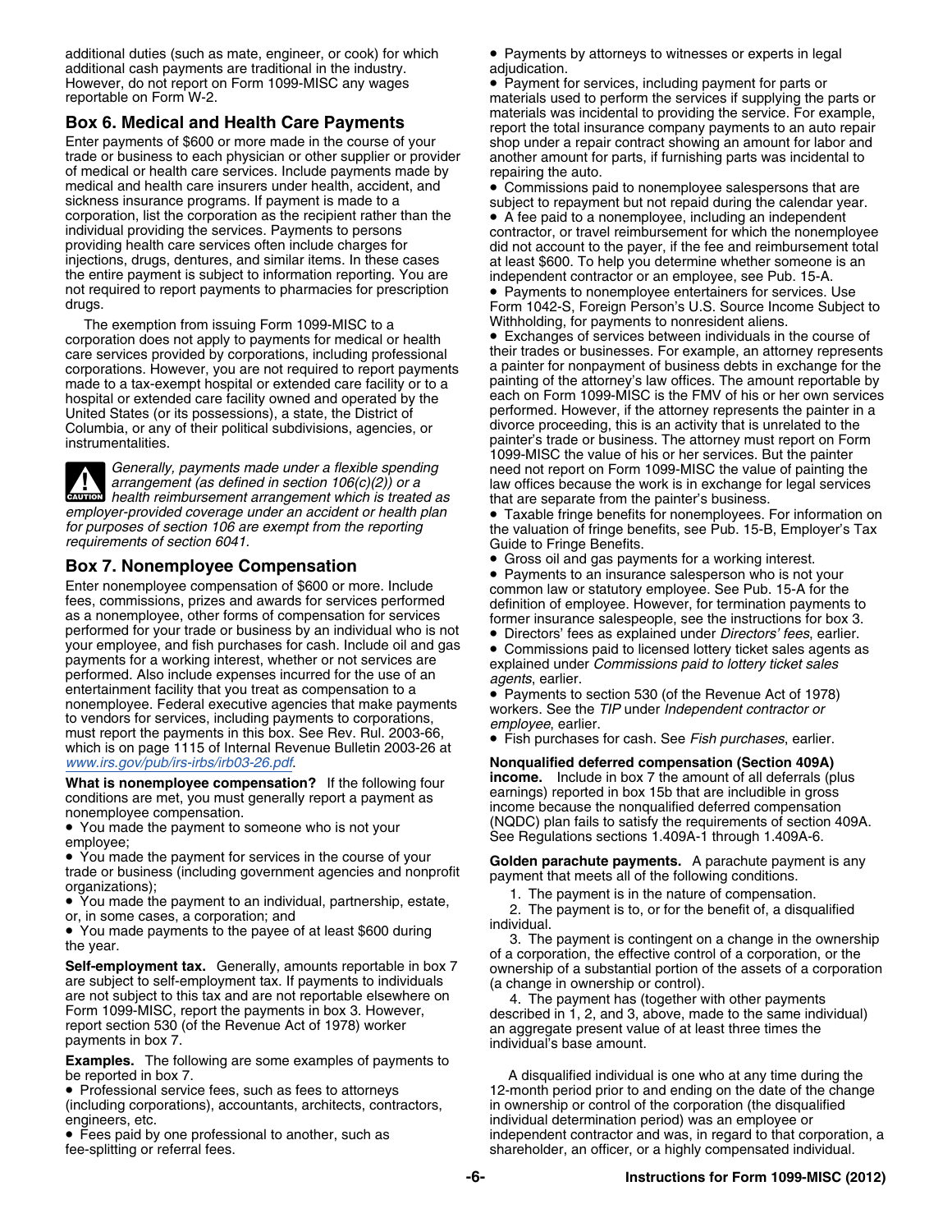additional duties (such as mate, engineer, or cook) for which additional cash payments are traditional in the industry. However, do not report on Form 1099-MISC any wages reportable on Form W-2.

## Box 6. Medical and Health Care Payments

Enter payments of $600 or more made in the course of your trade or business to each physician or other supplier or provider of medical or health care services. Include payments made by medical and health care insurers under health, accident, and sickness insurance programs. If payment is made to a corporation, list the corporation as the recipient rather than the individual providing the services. Payments to persons providing health care services often include charges for injections, drugs, dentures, and similar items. In these cases the entire payment is subject to information reporting. You are not required to report payments to pharmacies for prescription drugs.

The exemption from issuing Form 1099-MISC to a corporation does not apply to payments for medical or health care services provided by corporations, including professional corporations. However, you are not required to report payments made to a tax-exempt hospital or extended care facility or to a hospital or extended care facility owned and operated by the United States (or its possessions), a state, the District of Columbia, or any of their political subdivisions, agencies, or instrumentalities.

**CAUTION** *Generally, payments made under a flexible spending arrangement (as defined in section 106(c)(2)) or a health reimbursement arrangement which is treated as employer-provided coverage under an accident or health plan for purposes of section 106 are exempt from the reporting requirements of section 6041.*

## Box 7. Nonemployee Compensation

Enter nonemployee compensation of $600 or more. Include fees, commissions, prizes and awards for services performed as a nonemployee, other forms of compensation for services performed for your trade or business by an individual who is not your employee, and fish purchases for cash. Include oil and gas payments for a working interest, whether or not services are performed. Also include expenses incurred for the use of an entertainment facility that you treat as compensation to a nonemployee. Federal executive agencies that make payments to vendors for services, including payments to corporations, must report the payments in this box. See Rev. Rul. 2003-66, which is on page 1115 of Internal Revenue Bulletin 2003-26 at www.irs.gov/pub/irs-irbs/irb03-26.pdf.

**What is nonemployee compensation?** If the following four conditions are met, you must generally report a payment as nonemployee compensation.

- You made the payment to someone who is not your employee;
- You made the payment for services in the course of your trade or business (including government agencies and nonprofit organizations);
- You made the payment to an individual, partnership, estate, or, in some cases, a corporation; and
- You made payments to the payee of at least $600 during the year.

**Self-employment tax.** Generally, amounts reportable in box 7 are subject to self-employment tax. If payments to individuals are not subject to this tax and are not reportable elsewhere on Form 1099-MISC, report the payments in box 3. However, report section 530 (of the Revenue Act of 1978) worker payments in box 7.

**Examples.** The following are some examples of payments to be reported in box 7.

- Professional service fees, such as fees to attorneys (including corporations), accountants, architects, contractors, engineers, etc.
- Fees paid by one professional to another, such as fee-splitting or referral fees.
- Payments by attorneys to witnesses or experts in legal adjudication.
- Payment for services, including payment for parts or materials used to perform the services if supplying the parts or materials was incidental to providing the service. For example, report the total insurance company payments to an auto repair shop under a repair contract showing an amount for labor and another amount for parts, if furnishing parts was incidental to repairing the auto.
- Commissions paid to nonemployee salespersons that are subject to repayment but not repaid during the calendar year.
- A fee paid to a nonemployee, including an independent contractor, or travel reimbursement for which the nonemployee did not account to the payer, if the fee and reimbursement total at least $600. To help you determine whether someone is an independent contractor or an employee, see Pub. 15-A.
- Payments to nonemployee entertainers for services. Use Form 1042-S, Foreign Person's U.S. Source Income Subject to Withholding, for payments to nonresident aliens.
- Exchanges of services between individuals in the course of their trades or businesses. For example, an attorney represents a painter for nonpayment of business debts in exchange for the painting of the attorney's law offices. The amount reportable by each on Form 1099-MISC is the FMV of his or her own services performed. However, if the attorney represents the painter in a divorce proceeding, this is an activity that is unrelated to the painter's trade or business. The attorney must report on Form 1099-MISC the value of his or her services. But the painter need not report on Form 1099-MISC the value of painting the law offices because the work is in exchange for legal services that are separate from the painter's business.
- Taxable fringe benefits for nonemployees. For information on the valuation of fringe benefits, see Pub. 15-B, Employer's Tax Guide to Fringe Benefits.
- Gross oil and gas payments for a working interest.
- Payments to an insurance salesperson who is not your common law or statutory employee. See Pub. 15-A for the definition of employee. However, for termination payments to former insurance salespeople, see the instructions for box 3.
- Directors' fees as explained under *Directors' fees*, earlier.
- Commissions paid to licensed lottery ticket sales agents as explained under *Commissions paid to lottery ticket sales agents*, earlier.
- Payments to section 530 (of the Revenue Act of 1978) workers. See the *TIP* under *Independent contractor or employee*, earlier.
- Fish purchases for cash. See *Fish purchases*, earlier.

**Nonqualified deferred compensation (Section 409A) income.** Include in box 7 the amount of all deferrals (plus earnings) reported in box 15b that are includible in gross income because the nonqualified deferred compensation (NQDC) plan fails to satisfy the requirements of section 409A. See Regulations sections 1.409A-1 through 1.409A-6.

**Golden parachute payments.** A parachute payment is any payment that meets all of the following conditions.

1. The payment is in the nature of compensation.
2. The payment is to, or for the benefit of, a disqualified individual.
3. The payment is contingent on a change in the ownership of a corporation, the effective control of a corporation, or the ownership of a substantial portion of the assets of a corporation (a change in ownership or control).
4. The payment has (together with other payments described in 1, 2, and 3, above, made to the same individual) an aggregate present value of at least three times the individual's base amount.

A disqualified individual is one who at any time during the 12-month period prior to and ending on the date of the change in ownership or control of the corporation (the disqualified individual determination period) was an employee or independent contractor and was, in regard to that corporation, a shareholder, an officer, or a highly compensated individual.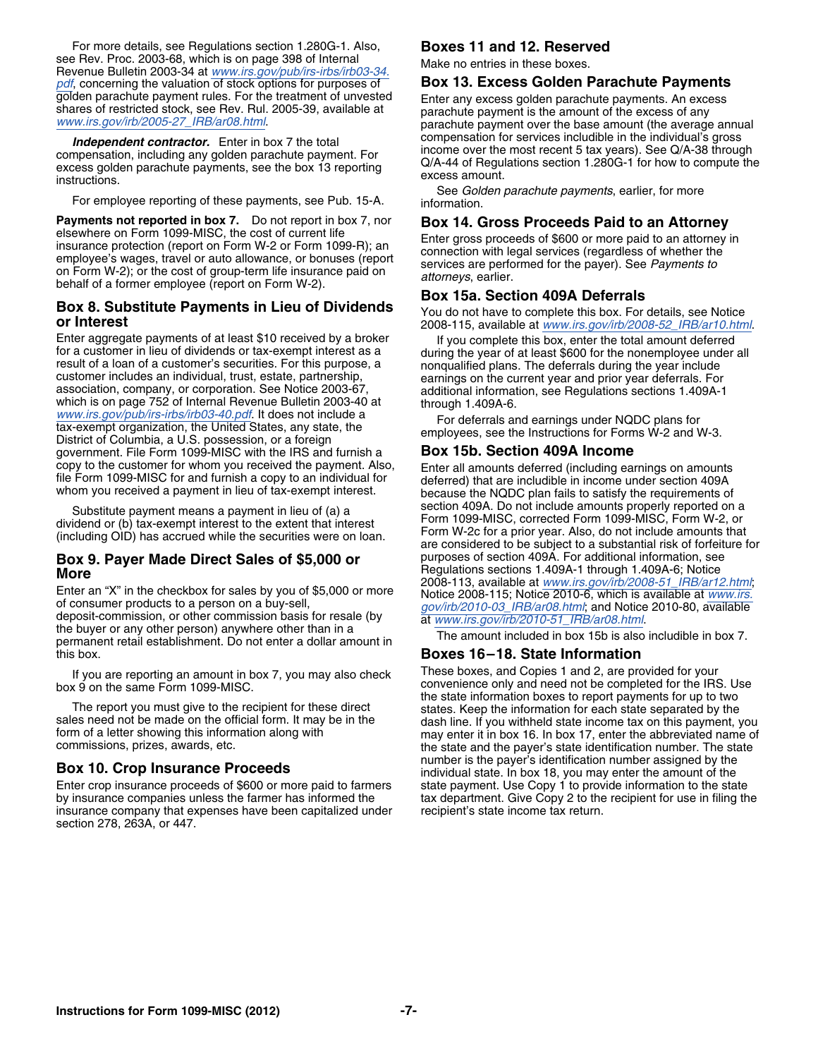For more details, see Regulations section 1.280G-1. Also, see Rev. Proc. 2003-68, which is on page 398 of Internal Revenue Bulletin 2003-34 at *www.irs.gov/pub/irs-irbs/irb03-34.pdf*, concerning the valuation of stock options for purposes of golden parachute payment rules. For the treatment of unvested shares of restricted stock, see Rev. Rul. 2005-39, available at *www.irs.gov/irb/2005-27_IRB/ar08.html*.

***Independent contractor.*** Enter in box 7 the total compensation, including any golden parachute payment. For excess golden parachute payments, see the box 13 reporting instructions.

For employee reporting of these payments, see Pub. 15-A.

**Payments not reported in box 7.** Do not report in box 7, nor elsewhere on Form 1099-MISC, the cost of current life insurance protection (report on Form W-2 or Form 1099-R); an employee's wages, travel or auto allowance, or bonuses (report on Form W-2); or the cost of group-term life insurance paid on behalf of a former employee (report on Form W-2).

## Box 8. Substitute Payments in Lieu of Dividends or Interest

Enter aggregate payments of at least $10 received by a broker for a customer in lieu of dividends or tax-exempt interest as a result of a loan of a customer's securities. For this purpose, a customer includes an individual, trust, estate, partnership, association, company, or corporation. See Notice 2003-67, which is on page 752 of Internal Revenue Bulletin 2003-40 at *www.irs.gov/pub/irs-irbs/irb03-40.pdf*. It does not include a tax-exempt organization, the United States, any state, the District of Columbia, a U.S. possession, or a foreign government. File Form 1099-MISC with the IRS and furnish a copy to the customer for whom you received the payment. Also, file Form 1099-MISC for and furnish a copy to an individual for whom you received a payment in lieu of tax-exempt interest.

Substitute payment means a payment in lieu of (a) a dividend or (b) tax-exempt interest to the extent that interest (including OID) has accrued while the securities were on loan.

## Box 9. Payer Made Direct Sales of $5,000 or More

Enter an "X" in the checkbox for sales by you of $5,000 or more of consumer products to a person on a buy-sell, deposit-commission, or other commission basis for resale (by the buyer or any other person) anywhere other than in a permanent retail establishment. Do not enter a dollar amount in this box.

If you are reporting an amount in box 7, you may also check box 9 on the same Form 1099-MISC.

The report you must give to the recipient for these direct sales need not be made on the official form. It may be in the form of a letter showing this information along with commissions, prizes, awards, etc.

## Box 10. Crop Insurance Proceeds

Enter crop insurance proceeds of $600 or more paid to farmers by insurance companies unless the farmer has informed the insurance company that expenses have been capitalized under section 278, 263A, or 447.

## Boxes 11 and 12. Reserved

Make no entries in these boxes.

## Box 13. Excess Golden Parachute Payments

Enter any excess golden parachute payments. An excess parachute payment is the amount of the excess of any parachute payment over the base amount (the average annual compensation for services includible in the individual's gross income over the most recent 5 tax years). See Q/A-38 through Q/A-44 of Regulations section 1.280G-1 for how to compute the excess amount.

See *Golden parachute payments*, earlier, for more information.

## Box 14. Gross Proceeds Paid to an Attorney

Enter gross proceeds of $600 or more paid to an attorney in connection with legal services (regardless of whether the services are performed for the payer). See *Payments to attorneys*, earlier.

## Box 15a. Section 409A Deferrals

You do not have to complete this box. For details, see Notice 2008-115, available at *www.irs.gov/irb/2008-52_IRB/ar10.html*.

If you complete this box, enter the total amount deferred during the year of at least $600 for the nonemployee under all nonqualified plans. The deferrals during the year include earnings on the current year and prior year deferrals. For additional information, see Regulations sections 1.409A-1 through 1.409A-6.

For deferrals and earnings under NQDC plans for employees, see the Instructions for Forms W-2 and W-3.

## Box 15b. Section 409A Income

Enter all amounts deferred (including earnings on amounts deferred) that are includible in income under section 409A because the NQDC plan fails to satisfy the requirements of section 409A. Do not include amounts properly reported on a Form 1099-MISC, corrected Form 1099-MISC, Form W-2, or Form W-2c for a prior year. Also, do not include amounts that are considered to be subject to a substantial risk of forfeiture for purposes of section 409A. For additional information, see Regulations sections 1.409A-1 through 1.409A-6; Notice 2008-113, available at *www.irs.gov/irb/2008-51_IRB/ar12.html*; Notice 2008-115; Notice 2010-6, which is available at *www.irs.gov/irb/2010-03_IRB/ar08.html*; and Notice 2010-80, available at *www.irs.gov/irb/2010-51_IRB/ar08.html*.

The amount included in box 15b is also includible in box 7.

## Boxes 16–18. State Information

These boxes, and Copies 1 and 2, are provided for your convenience only and need not be completed for the IRS. Use the state information boxes to report payments for up to two states. Keep the information for each state separated by the dash line. If you withheld state income tax on this payment, you may enter it in box 16. In box 17, enter the abbreviated name of the state and the payer's state identification number. The state number is the payer's identification number assigned by the individual state. In box 18, you may enter the amount of the state payment. Use Copy 1 to provide information to the state tax department. Give Copy 2 to the recipient for use in filing the recipient's state income tax return.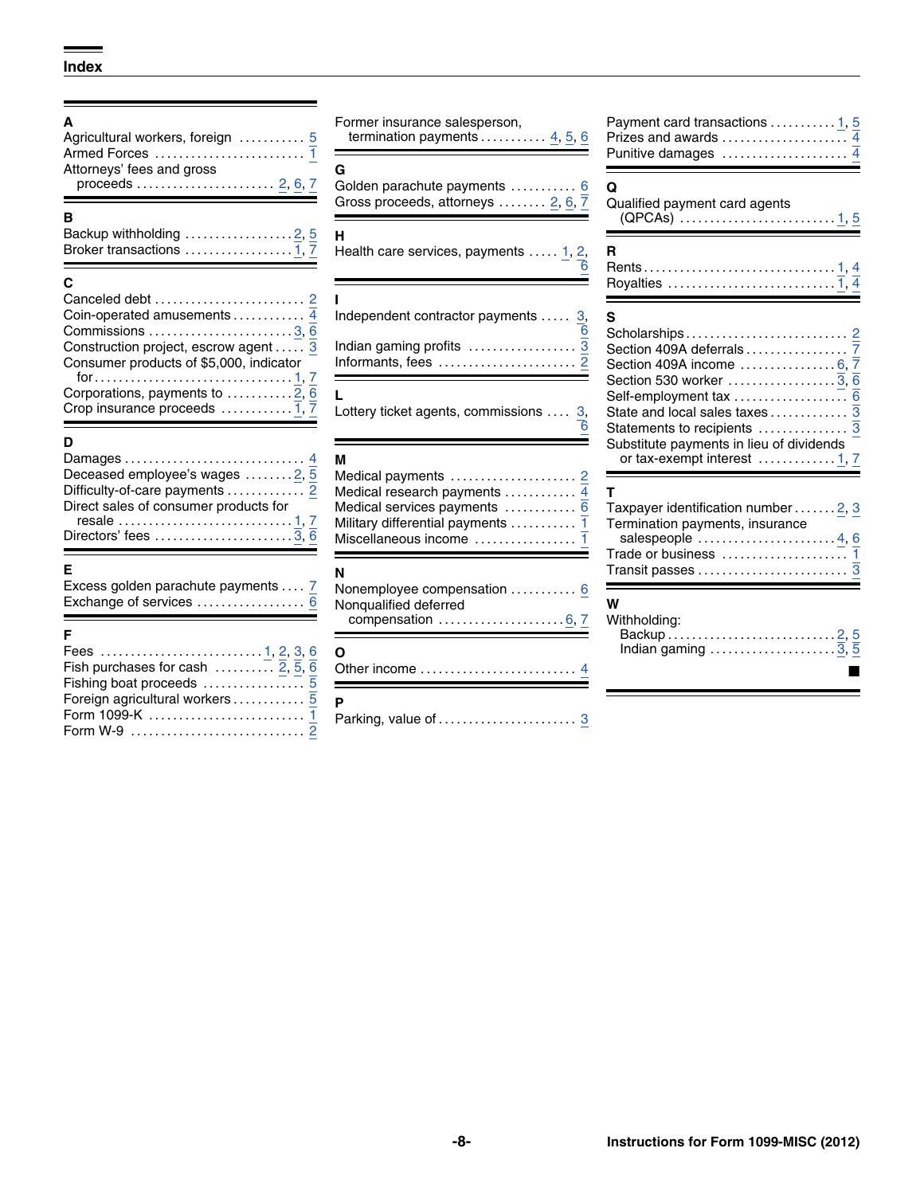## Index

**A**
Agricultural workers, foreign . . . . . . . . . . . 5
Armed Forces . . . . . . . . . . . . . . . . . . . . . . . . . 1
Attorneys' fees and gross proceeds . . . . . . . . . . . . . . . . . . . . . . . 2, 6, 7

**B**
Backup withholding . . . . . . . . . . . . . . . . . . 2, 5
Broker transactions . . . . . . . . . . . . . . . . . . 1, 7

**C**
Canceled debt . . . . . . . . . . . . . . . . . . . . . . . . 2
Coin-operated amusements . . . . . . . . . . . . 4
Commissions . . . . . . . . . . . . . . . . . . . . . . . 3, 6
Construction project, escrow agent . . . . . 3
Consumer products of $5,000, indicator for . . . . . . . . . . . . . . . . . . . . . . . . . . . . . . . . 1, 7
Corporations, payments to . . . . . . . . . . . 2, 6
Crop insurance proceeds . . . . . . . . . . . . 1, 7

**D**
Damages . . . . . . . . . . . . . . . . . . . . . . . . . . . . 4
Deceased employee's wages . . . . . . . . 2, 5
Difficulty-of-care payments . . . . . . . . . . . . 2
Direct sales of consumer products for resale . . . . . . . . . . . . . . . . . . . . . . . . . . . . 1, 7
Directors' fees . . . . . . . . . . . . . . . . . . . . . . 3, 6

**E**
Excess golden parachute payments . . . . 7
Exchange of services . . . . . . . . . . . . . . . . . 6

**F**
Fees . . . . . . . . . . . . . . . . . . . . . . . . . . 1, 2, 3, 6
Fish purchases for cash . . . . . . . . . . 2, 5, 6
Fishing boat proceeds . . . . . . . . . . . . . . . . 5
Foreign agricultural workers . . . . . . . . . . . 5
Form 1099-K . . . . . . . . . . . . . . . . . . . . . . . . . 1
Form W-9 . . . . . . . . . . . . . . . . . . . . . . . . . . . 2
Former insurance salesperson, termination payments . . . . . . . . . . . 4, 5, 6

**G**
Golden parachute payments . . . . . . . . . . . 6
Gross proceeds, attorneys . . . . . . . . 2, 6, 7

**H**
Health care services, payments . . . . . 1, 2, 6

**I**
Independent contractor payments . . . . . 3, 6
Indian gaming profits . . . . . . . . . . . . . . . . . 3
Informants, fees . . . . . . . . . . . . . . . . . . . . . 2

**L**
Lottery ticket agents, commissions . . . . 3, 6

**M**
Medical payments . . . . . . . . . . . . . . . . . . . . 2
Medical research payments . . . . . . . . . . . 4
Medical services payments . . . . . . . . . . . . 6
Military differential payments . . . . . . . . . . 1
Miscellaneous income . . . . . . . . . . . . . . . . 1

**N**
Nonemployee compensation . . . . . . . . . . . 6
Nonqualified deferred compensation . . . . . . . . . . . . . . . . . . . . . 6, 7

**O**
Other income . . . . . . . . . . . . . . . . . . . . . . . . . 4

**P**
Parking, value of . . . . . . . . . . . . . . . . . . . . . 3
Payment card transactions . . . . . . . . . . . 1, 5
Prizes and awards . . . . . . . . . . . . . . . . . . . . 4
Punitive damages . . . . . . . . . . . . . . . . . . . . 4

**Q**
Qualified payment card agents (QPCAs) . . . . . . . . . . . . . . . . . . . . . . . . . 1, 5

**R**
Rents . . . . . . . . . . . . . . . . . . . . . . . . . . . . . . 1, 4
Royalties . . . . . . . . . . . . . . . . . . . . . . . . . . 1, 4

**S**
Scholarships . . . . . . . . . . . . . . . . . . . . . . . . . 2
Section 409A deferrals . . . . . . . . . . . . . . . . 7
Section 409A income . . . . . . . . . . . . . . . 6, 7
Section 530 worker . . . . . . . . . . . . . . . . . 3, 6
Self-employment tax . . . . . . . . . . . . . . . . . . 6
State and local sales taxes . . . . . . . . . . . . 3
Statements to recipients . . . . . . . . . . . . . . 3
Substitute payments in lieu of dividends or tax-exempt interest . . . . . . . . . . . . . 1, 7

**T**
Taxpayer identification number . . . . . . . 2, 3
Termination payments, insurance salespeople . . . . . . . . . . . . . . . . . . . . . . . 4, 6
Trade or business . . . . . . . . . . . . . . . . . . . . 1
Transit passes . . . . . . . . . . . . . . . . . . . . . . . 3

**W**
Withholding:
- Backup . . . . . . . . . . . . . . . . . . . . . . . . . . . 2, 5
- Indian gaming . . . . . . . . . . . . . . . . . . . . 3, 5

■